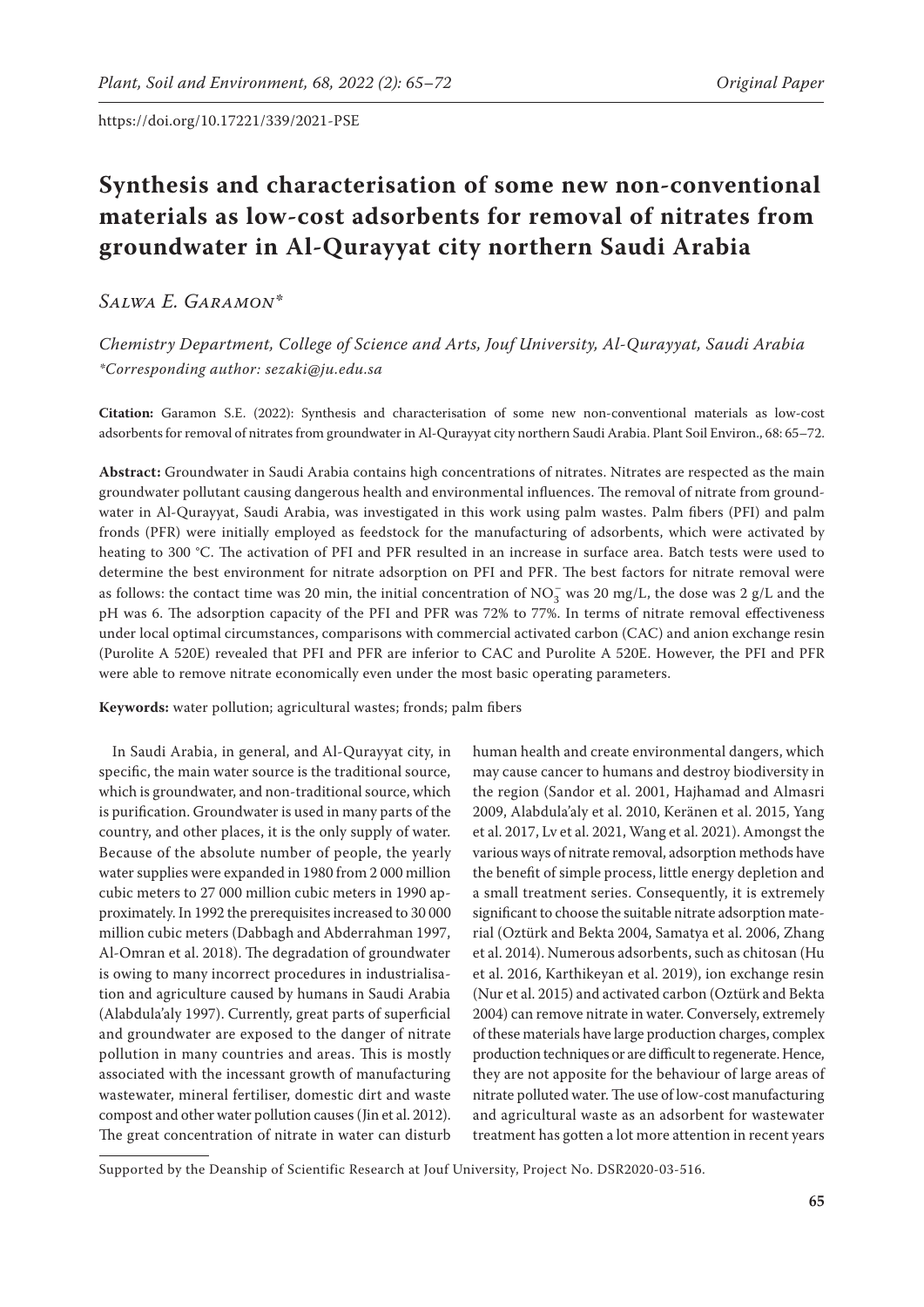https://doi.org/10.17221/339/2021-PSE

# Synthesis and characterisation of some new non-conventional materials as low-cost adsorbents for removal of nitrates from groundwater in Al-Qurayyat city northern Saudi Arabia

*Salwa E. Garamon\**

*Chemistry Department, College of Science and Arts, Jouf University, Al-Qurayyat, Saudi Arabia*
*\*Corresponding author: sezaki@ju.edu.sa*

**Citation:** Garamon S.E. (2022): Synthesis and characterisation of some new non-conventional materials as low-cost adsorbents for removal of nitrates from groundwater in Al-Qurayyat city northern Saudi Arabia. Plant Soil Environ., 68: 65–72.

**Abstract:** Groundwater in Saudi Arabia contains high concentrations of nitrates. Nitrates are respected as the main groundwater pollutant causing dangerous health and environmental influences. The removal of nitrate from groundwater in Al-Qurayyat, Saudi Arabia, was investigated in this work using palm wastes. Palm fibers (PFI) and palm fronds (PFR) were initially employed as feedstock for the manufacturing of adsorbents, which were activated by heating to 300 °C. The activation of PFI and PFR resulted in an increase in surface area. Batch tests were used to determine the best environment for nitrate adsorption on PFI and PFR. The best factors for nitrate removal were as follows: the contact time was 20 min, the initial concentration of $NO_3^-$ was 20 mg/L, the dose was 2 g/L and the pH was 6. The adsorption capacity of the PFI and PFR was 72% to 77%. In terms of nitrate removal effectiveness under local optimal circumstances, comparisons with commercial activated carbon (CAC) and anion exchange resin (Purolite A 520E) revealed that PFI and PFR are inferior to CAC and Purolite A 520E. However, the PFI and PFR were able to remove nitrate economically even under the most basic operating parameters.

**Keywords:** water pollution; agricultural wastes; fronds; palm fibers

In Saudi Arabia, in general, and Al-Qurayyat city, in specific, the main water source is the traditional source, which is groundwater, and non-traditional source, which is purification. Groundwater is used in many parts of the country, and other places, it is the only supply of water. Because of the absolute number of people, the yearly water supplies were expanded in 1980 from 2 000 million cubic meters to 27 000 million cubic meters in 1990 approximately. In 1992 the prerequisites increased to 30 000 million cubic meters (Dabbagh and Abderrahman 1997, Al-Omran et al. 2018). The degradation of groundwater is owing to many incorrect procedures in industrialisation and agriculture caused by humans in Saudi Arabia (Alabdula'aly 1997). Currently, great parts of superficial and groundwater are exposed to the danger of nitrate pollution in many countries and areas. This is mostly associated with the incessant growth of manufacturing wastewater, mineral fertiliser, domestic dirt and waste compost and other water pollution causes (Jin et al. 2012). The great concentration of nitrate in water can disturb human health and create environmental dangers, which may cause cancer to humans and destroy biodiversity in the region (Sandor et al. 2001, Hajhamad and Almasri 2009, Alabdula'aly et al. 2010, Keränen et al. 2015, Yang et al. 2017, Lv et al. 2021, Wang et al. 2021). Amongst the various ways of nitrate removal, adsorption methods have the benefit of simple process, little energy depletion and a small treatment series. Consequently, it is extremely significant to choose the suitable nitrate adsorption material (Oztürk and Bekta 2004, Samatya et al. 2006, Zhang et al. 2014). Numerous adsorbents, such as chitosan (Hu et al. 2016, Karthikeyan et al. 2019), ion exchange resin (Nur et al. 2015) and activated carbon (Oztürk and Bekta 2004) can remove nitrate in water. Conversely, extremely of these materials have large production charges, complex production techniques or are difficult to regenerate. Hence, they are not apposite for the behaviour of large areas of nitrate polluted water. The use of low-cost manufacturing and agricultural waste as an adsorbent for wastewater treatment has gotten a lot more attention in recent years

Supported by the Deanship of Scientific Research at Jouf University, Project No. DSR2020-03-516.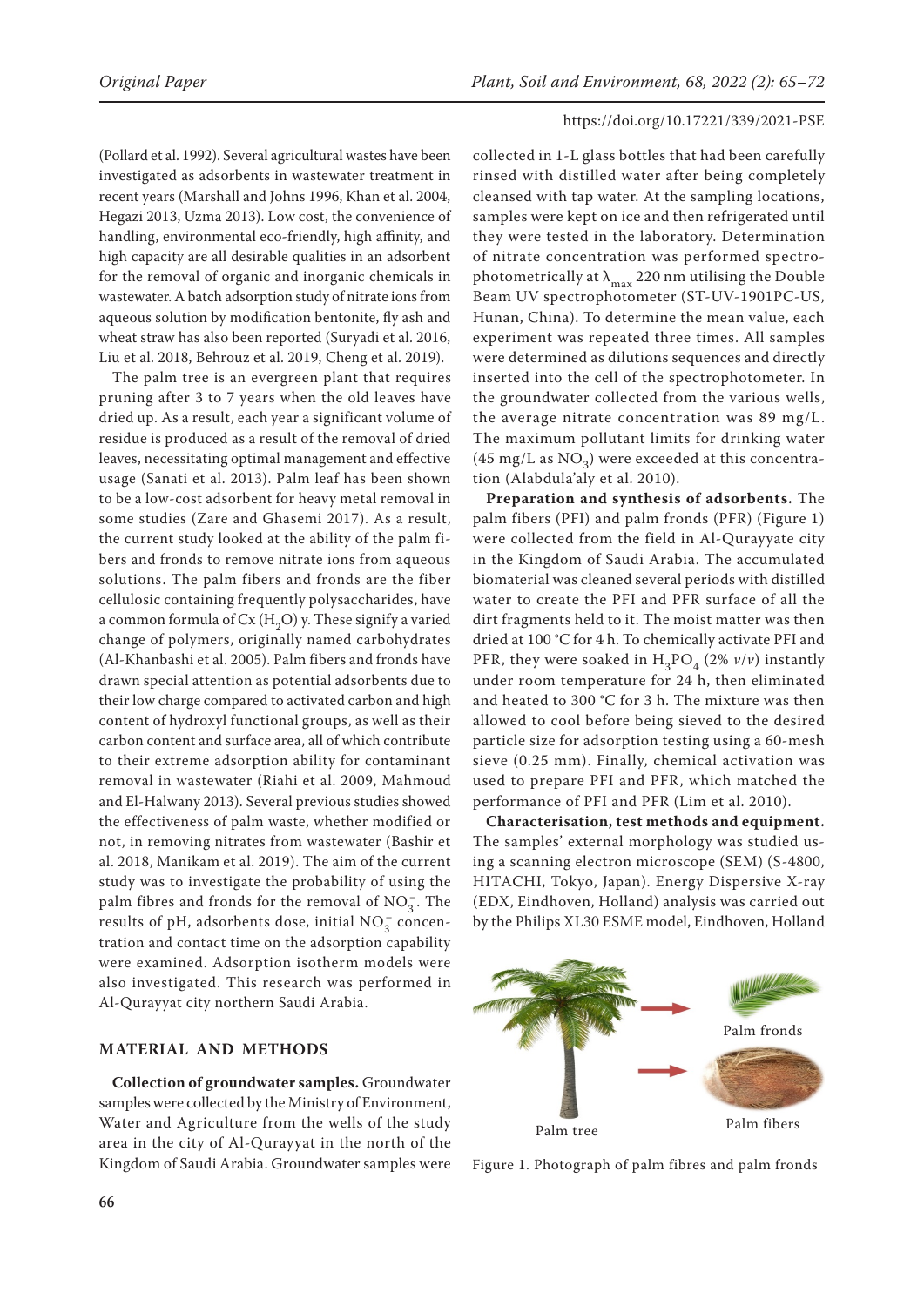(Pollard et al. 1992). Several agricultural wastes have been investigated as adsorbents in wastewater treatment in recent years (Marshall and Johns 1996, Khan et al. 2004, Hegazi 2013, Uzma 2013). Low cost, the convenience of handling, environmental eco-friendly, high affinity, and high capacity are all desirable qualities in an adsorbent for the removal of organic and inorganic chemicals in wastewater. A batch adsorption study of nitrate ions from aqueous solution by modification bentonite, fly ash and wheat straw has also been reported (Suryadi et al. 2016, Liu et al. 2018, Behrouz et al. 2019, Cheng et al. 2019).

The palm tree is an evergreen plant that requires pruning after 3 to 7 years when the old leaves have dried up. As a result, each year a significant volume of residue is produced as a result of the removal of dried leaves, necessitating optimal management and effective usage (Sanati et al. 2013). Palm leaf has been shown to be a low-cost adsorbent for heavy metal removal in some studies (Zare and Ghasemi 2017). As a result, the current study looked at the ability of the palm fibers and fronds to remove nitrate ions from aqueous solutions. The palm fibers and fronds are the fiber cellulosic containing frequently polysaccharides, have a common formula of Cx $(H_2O)$ y. These signify a varied change of polymers, originally named carbohydrates (Al-Khanbashi et al. 2005). Palm fibers and fronds have drawn special attention as potential adsorbents due to their low charge compared to activated carbon and high content of hydroxyl functional groups, as well as their carbon content and surface area, all of which contribute to their extreme adsorption ability for contaminant removal in wastewater (Riahi et al. 2009, Mahmoud and El-Halwany 2013). Several previous studies showed the effectiveness of palm waste, whether modified or not, in removing nitrates from wastewater (Bashir et al. 2018, Manikam et al. 2019). The aim of the current study was to investigate the probability of using the palm fibres and fronds for the removal of $NO_3^-$. The results of pH, adsorbents dose, initial $NO_3^-$ concentration and contact time on the adsorption capability were examined. Adsorption isotherm models were also investigated. This research was performed in Al-Qurayyat city northern Saudi Arabia.

## MATERIAL AND METHODS

**Collection of groundwater samples.** Groundwater samples were collected by the Ministry of Environment, Water and Agriculture from the wells of the study area in the city of Al-Qurayyat in the north of the Kingdom of Saudi Arabia. Groundwater samples were collected in 1-L glass bottles that had been carefully rinsed with distilled water after being completely cleansed with tap water. At the sampling locations, samples were kept on ice and then refrigerated until they were tested in the laboratory. Determination of nitrate concentration was performed spectrophotometrically at $\lambda_{max}$ 220 nm utilising the Double Beam UV spectrophotometer (ST-UV-1901PC-US, Hunan, China). To determine the mean value, each experiment was repeated three times. All samples were determined as dilutions sequences and directly inserted into the cell of the spectrophotometer. In the groundwater collected from the various wells, the average nitrate concentration was 89 mg/L. The maximum pollutant limits for drinking water (45 mg/L as $NO_3$) were exceeded at this concentration (Alabdula'aly et al. 2010).

**Preparation and synthesis of adsorbents.** The palm fibers (PFI) and palm fronds (PFR) (Figure 1) were collected from the field in Al-Qurayyate city in the Kingdom of Saudi Arabia. The accumulated biomaterial was cleaned several periods with distilled water to create the PFI and PFR surface of all the dirt fragments held to it. The moist matter was then dried at 100 °C for 4 h. To chemically activate PFI and PFR, they were soaked in $H_3PO_4$ (2% *v*/*v*) instantly under room temperature for 24 h, then eliminated and heated to 300 °C for 3 h. The mixture was then allowed to cool before being sieved to the desired particle size for adsorption testing using a 60-mesh sieve (0.25 mm). Finally, chemical activation was used to prepare PFI and PFR, which matched the performance of PFI and PFR (Lim et al. 2010).

**Characterisation, test methods and equipment.** The samples' external morphology was studied using a scanning electron microscope (SEM) (S-4800, HITACHI, Tokyo, Japan). Energy Dispersive X-ray (EDX, Eindhoven, Holland) analysis was carried out by the Philips XL30 ESME model, Eindhoven, Holland

Palm tree

Palm fronds

Palm fibers

Figure 1. Photograph of palm fibres and palm fronds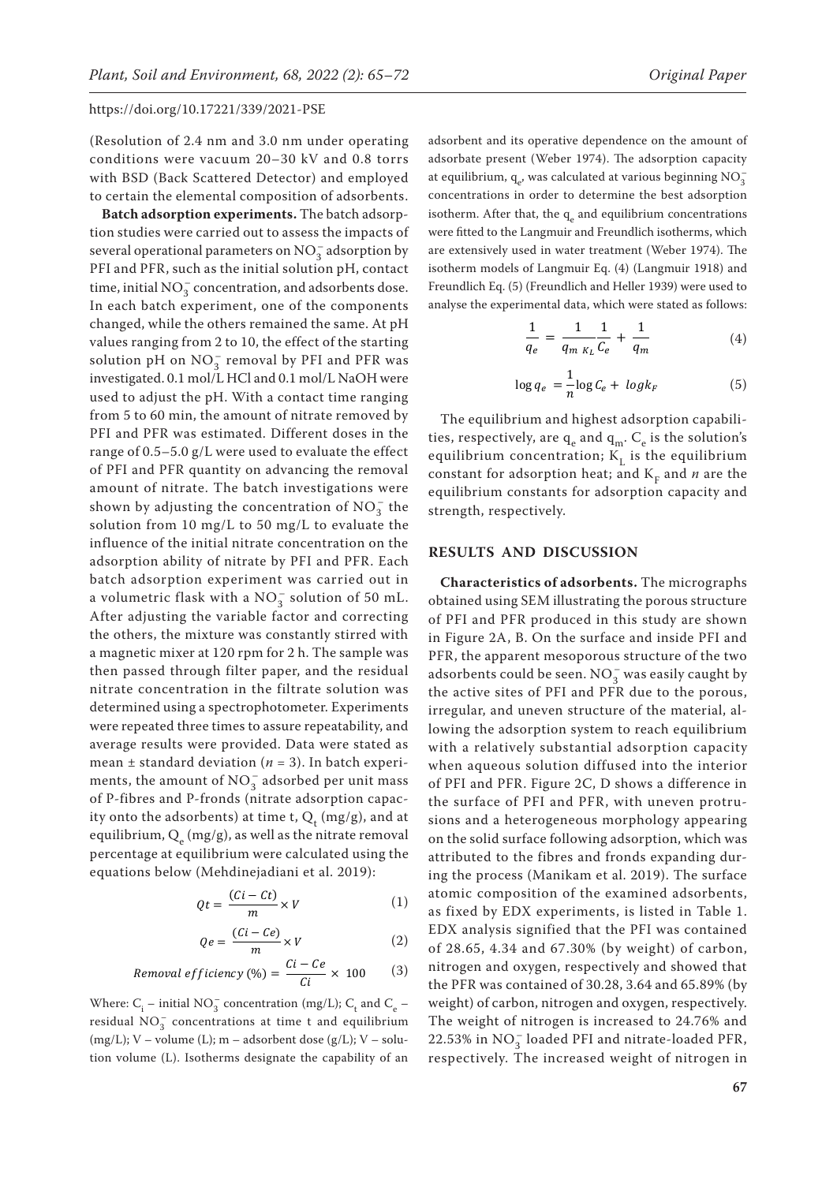(Resolution of 2.4 nm and 3.0 nm under operating conditions were vacuum 20–30 kV and 0.8 torrs with BSD (Back Scattered Detector) and employed to certain the elemental composition of adsorbents.

**Batch adsorption experiments.** The batch adsorption studies were carried out to assess the impacts of several operational parameters on $NO_3^-$ adsorption by PFI and PFR, such as the initial solution pH, contact time, initial $NO_3^-$ concentration, and adsorbents dose. In each batch experiment, one of the components changed, while the others remained the same. At pH values ranging from 2 to 10, the effect of the starting solution pH on $NO_3^-$ removal by PFI and PFR was investigated. 0.1 mol/L HCl and 0.1 mol/L NaOH were used to adjust the pH. With a contact time ranging from 5 to 60 min, the amount of nitrate removed by PFI and PFR was estimated. Different doses in the range of 0.5–5.0 g/L were used to evaluate the effect of PFI and PFR quantity on advancing the removal amount of nitrate. The batch investigations were shown by adjusting the concentration of $NO_3^-$ the solution from 10 mg/L to 50 mg/L to evaluate the influence of the initial nitrate concentration on the adsorption ability of nitrate by PFI and PFR. Each batch adsorption experiment was carried out in a volumetric flask with a $NO_3^-$ solution of 50 mL. After adjusting the variable factor and correcting the others, the mixture was constantly stirred with a magnetic mixer at 120 rpm for 2 h. The sample was then passed through filter paper, and the residual nitrate concentration in the filtrate solution was determined using a spectrophotometer. Experiments were repeated three times to assure repeatability, and average results were provided. Data were stated as mean ± standard deviation ($n$ = 3). In batch experiments, the amount of $NO_3^-$ adsorbed per unit mass of P-fibres and P-fronds (nitrate adsorption capacity onto the adsorbents) at time t, $Q_t$ (mg/g), and at equilibrium, $Q_e$ (mg/g), as well as the nitrate removal percentage at equilibrium were calculated using the equations below (Mehdinejadiani et al. 2019):

$$Qt = \frac{(Ci - Ct)}{m} \times V \tag{1}$$

$$Qe = \frac{(Ci - Ce)}{m} \times V \tag{2}$$

$$Removal\ efficiency\ (\%) = \frac{Ci - Ce}{Ci} \times 100 \tag{3}$$

Where: $C_i$ – initial $NO_3^-$ concentration (mg/L); $C_t$ and $C_e$ – residual $NO_3^-$ concentrations at time t and equilibrium (mg/L); V – volume (L); m – adsorbent dose (g/L); V – solution volume (L). Isotherms designate the capability of an adsorbent and its operative dependence on the amount of adsorbate present (Weber 1974). The adsorption capacity at equilibrium, $q_e$, was calculated at various beginning $NO_3^-$ concentrations in order to determine the best adsorption isotherm. After that, the $q_e$ and equilibrium concentrations were fitted to the Langmuir and Freundlich isotherms, which are extensively used in water treatment (Weber 1974). The isotherm models of Langmuir Eq. (4) (Langmuir 1918) and Freundlich Eq. (5) (Freundlich and Heller 1939) were used to analyse the experimental data, which were stated as follows:

$$\frac{1}{q_e} = \frac{1}{q_{m}\ K_L} \frac{1}{C_e} + \frac{1}{q_m} \tag{4}$$

$$\log q_e = \frac{1}{n} \log C_e + \ log k_F \tag{5}$$

The equilibrium and highest adsorption capabilities, respectively, are $q_e$ and $q_m$. $C_e$ is the solution's equilibrium concentration; $K_L$ is the equilibrium constant for adsorption heat; and $K_F$ and $n$ are the equilibrium constants for adsorption capacity and strength, respectively.

## RESULTS AND DISCUSSION

**Characteristics of adsorbents.** The micrographs obtained using SEM illustrating the porous structure of PFI and PFR produced in this study are shown in Figure 2A, B. On the surface and inside PFI and PFR, the apparent mesoporous structure of the two adsorbents could be seen. $NO_3^-$ was easily caught by the active sites of PFI and PFR due to the porous, irregular, and uneven structure of the material, allowing the adsorption system to reach equilibrium with a relatively substantial adsorption capacity when aqueous solution diffused into the interior of PFI and PFR. Figure 2C, D shows a difference in the surface of PFI and PFR, with uneven protrusions and a heterogeneous morphology appearing on the solid surface following adsorption, which was attributed to the fibres and fronds expanding during the process (Manikam et al. 2019). The surface atomic composition of the examined adsorbents, as fixed by EDX experiments, is listed in Table 1. EDX analysis signified that the PFI was contained of 28.65, 4.34 and 67.30% (by weight) of carbon, nitrogen and oxygen, respectively and showed that the PFR was contained of 30.28, 3.64 and 65.89% (by weight) of carbon, nitrogen and oxygen, respectively. The weight of nitrogen is increased to 24.76% and 22.53% in $NO_3^-$ loaded PFI and nitrate-loaded PFR, respectively. The increased weight of nitrogen in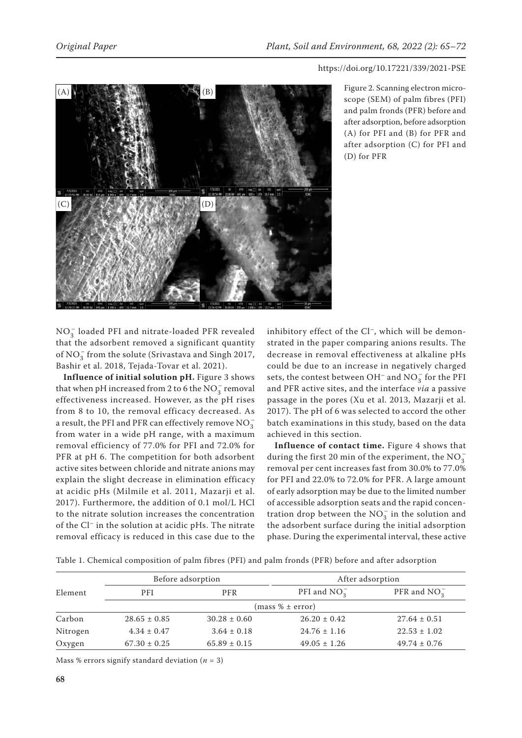Figure 2. Scanning electron microscope (SEM) of palm fibres (PFI) and palm fronds (PFR) before and after adsorption, before adsorption (A) for PFI and (B) for PFR and after adsorption (C) for PFI and (D) for PFR

$NO_3^-$ loaded PFI and nitrate-loaded PFR revealed that the adsorbent removed a significant quantity of $NO_3^-$ from the solute (Srivastava and Singh 2017, Bashir et al. 2018, Tejada-Tovar et al. 2021).

**Influence of initial solution pH.** Figure 3 shows that when pH increased from 2 to 6 the $NO_3^-$ removal effectiveness increased. However, as the pH rises from 8 to 10, the removal efficacy decreased. As a result, the PFI and PFR can effectively remove $NO_3^-$ from water in a wide pH range, with a maximum removal efficiency of 77.0% for PFI and 72.0% for PFR at pH 6. The competition for both adsorbent active sites between chloride and nitrate anions may explain the slight decrease in elimination efficacy at acidic pHs (Milmile et al. 2011, Mazarji et al. 2017). Furthermore, the addition of 0.1 mol/L HCl to the nitrate solution increases the concentration of the $Cl^-$ in the solution at acidic pHs. The nitrate removal efficacy is reduced in this case due to the inhibitory effect of the $Cl^-$, which will be demonstrated in the paper comparing anions results. The decrease in removal effectiveness at alkaline pHs could be due to an increase in negatively charged sets, the contest between $OH^-$ and $NO_3^-$ for the PFI and PFR active sites, and the interface *via* a passive passage in the pores (Xu et al. 2013, Mazarji et al. 2017). The pH of 6 was selected to accord the other batch examinations in this study, based on the data achieved in this section.

**Influence of contact time.** Figure 4 shows that during the first 20 min of the experiment, the $NO_3^-$ removal per cent increases fast from 30.0% to 77.0% for PFI and 22.0% to 72.0% for PFR. A large amount of early adsorption may be due to the limited number of accessible adsorption seats and the rapid concentration drop between the $NO_3^-$ in the solution and the adsorbent surface during the initial adsorption phase. During the experimental interval, these active

Table 1. Chemical composition of palm fibres (PFI) and palm fronds (PFR) before and after adsorption

| Element | Before adsorption | | After adsorption | |
|---|---|---|---|---|
| | PFI | PFR | PFI and $NO_3^-$ | PFR and $NO_3^-$ |
| | (mass % ± error) | | | |
| Carbon | 28.65 ± 0.85 | 30.28 ± 0.60 | 26.20 ± 0.42 | 27.64 ± 0.51 |
| Nitrogen | 4.34 ± 0.47 | 3.64 ± 0.18 | 24.76 ± 1.16 | 22.53 ± 1.02 |
| Oxygen | 67.30 ± 0.25 | 65.89 ± 0.15 | 49.05 ± 1.26 | 49.74 ± 0.76 |

Mass % errors signify standard deviation ($n = 3$)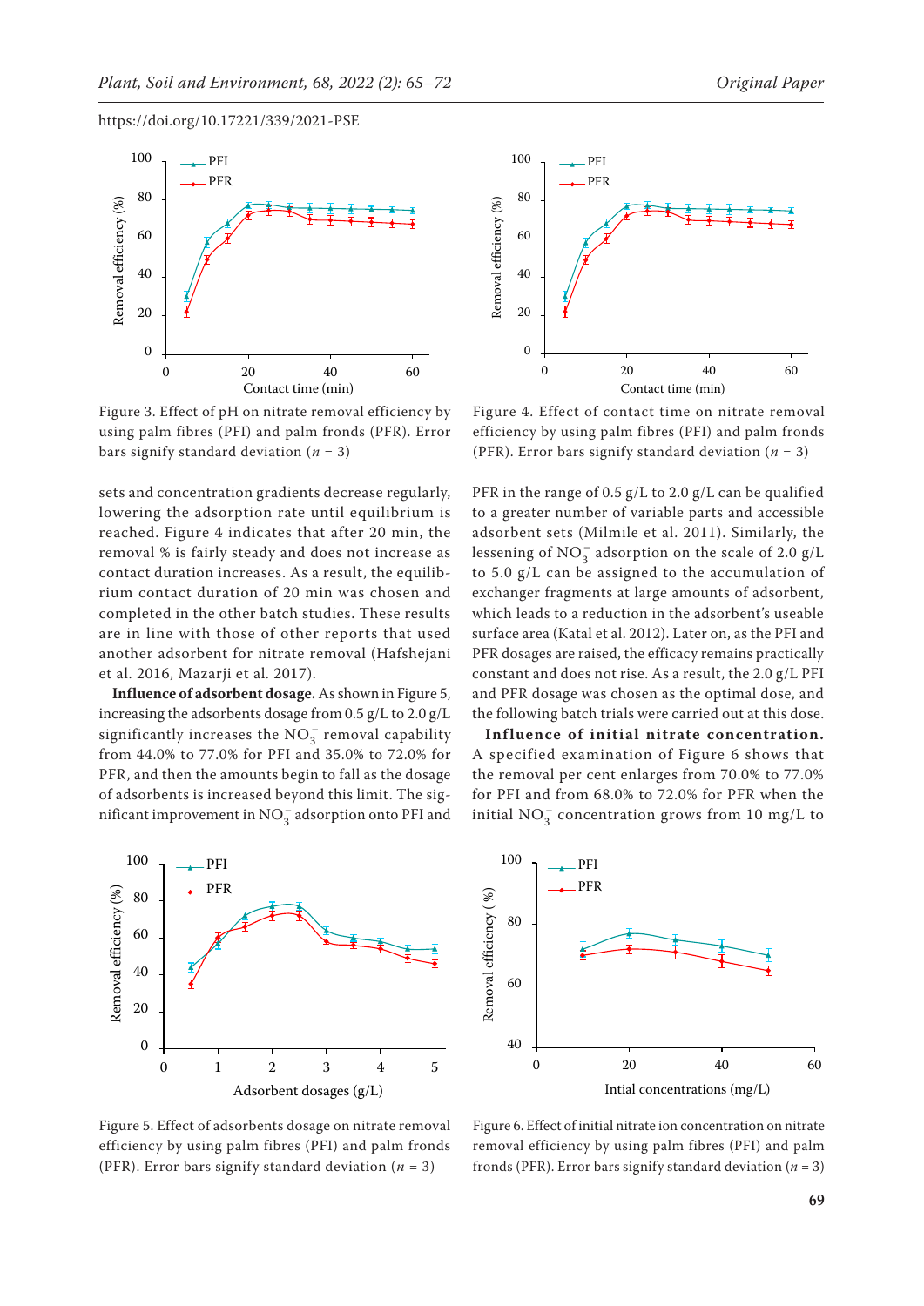Figure 3. Effect of pH on nitrate removal efficiency by using palm fibres (PFI) and palm fronds (PFR). Error bars signify standard deviation ($n$ = 3)

Figure 4. Effect of contact time on nitrate removal efficiency by using palm fibres (PFI) and palm fronds (PFR). Error bars signify standard deviation ($n$ = 3)

sets and concentration gradients decrease regularly, lowering the adsorption rate until equilibrium is reached. Figure 4 indicates that after 20 min, the removal % is fairly steady and does not increase as contact duration increases. As a result, the equilibrium contact duration of 20 min was chosen and completed in the other batch studies. These results are in line with those of other reports that used another adsorbent for nitrate removal (Hafshejani et al. 2016, Mazarji et al. 2017).

**Influence of adsorbent dosage.** As shown in Figure 5, increasing the adsorbents dosage from 0.5 g/L to 2.0 g/L significantly increases the $NO_3^-$ removal capability from 44.0% to 77.0% for PFI and 35.0% to 72.0% for PFR, and then the amounts begin to fall as the dosage of adsorbents is increased beyond this limit. The significant improvement in $NO_3^-$ adsorption onto PFI and PFR in the range of 0.5 g/L to 2.0 g/L can be qualified to a greater number of variable parts and accessible adsorbent sets (Milmile et al. 2011). Similarly, the lessening of $NO_3^-$ adsorption on the scale of 2.0 g/L to 5.0 g/L can be assigned to the accumulation of exchanger fragments at large amounts of adsorbent, which leads to a reduction in the adsorbent's useable surface area (Katal et al. 2012). Later on, as the PFI and PFR dosages are raised, the efficacy remains practically constant and does not rise. As a result, the 2.0 g/L PFI and PFR dosage was chosen as the optimal dose, and the following batch trials were carried out at this dose.

**Influence of initial nitrate concentration.** A specified examination of Figure 6 shows that the removal per cent enlarges from 70.0% to 77.0% for PFI and from 68.0% to 72.0% for PFR when the initial $NO_3^-$ concentration grows from 10 mg/L to

Figure 5. Effect of adsorbents dosage on nitrate removal efficiency by using palm fibres (PFI) and palm fronds (PFR). Error bars signify standard deviation ($n$ = 3)

Figure 6. Effect of initial nitrate ion concentration on nitrate removal efficiency by using palm fibres (PFI) and palm fronds (PFR). Error bars signify standard deviation ($n$ = 3)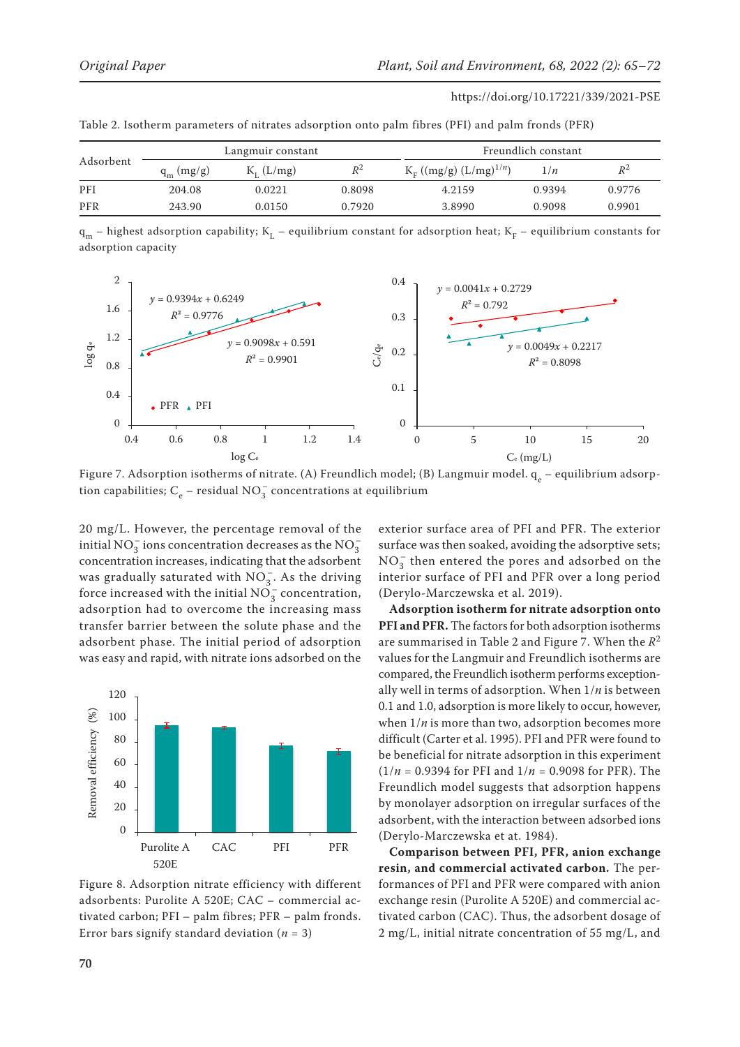Table 2. Isotherm parameters of nitrates adsorption onto palm fibres (PFI) and palm fronds (PFR)

| Adsorbent | Langmuir constant | | | Freundlich constant | | |
|---|---|---|---|---|---|---|
| | $q_m$ (mg/g) | $K_L$ (L/mg) | $R^2$ | $K_F$ ((mg/g) (L/mg)$^{1/n}$) | $1/n$ | $R^2$ |
| PFI | 204.08 | 0.0221 | 0.8098 | 4.2159 | 0.9394 | 0.9776 |
| PFR | 243.90 | 0.0150 | 0.7920 | 3.8990 | 0.9098 | 0.9901 |

$q_m$ – highest adsorption capability; $K_L$ – equilibrium constant for adsorption heat; $K_F$ – equilibrium constants for adsorption capacity

Figure 7. Adsorption isotherms of nitrate. (A) Freundlich model; (B) Langmuir model. $q_e$ – equilibrium adsorption capabilities; $C_e$ – residual $NO_3^-$ concentrations at equilibrium

20 mg/L. However, the percentage removal of the initial $NO_3^-$ ions concentration decreases as the $NO_3^-$ concentration increases, indicating that the adsorbent was gradually saturated with $NO_3^-$. As the driving force increased with the initial $NO_3^-$ concentration, adsorption had to overcome the increasing mass transfer barrier between the solute phase and the adsorbent phase. The initial period of adsorption was easy and rapid, with nitrate ions adsorbed on the exterior surface area of PFI and PFR. The exterior surface was then soaked, avoiding the adsorptive sets; $NO_3^-$ then entered the pores and adsorbed on the interior surface of PFI and PFR over a long period (Derylo-Marczewska et al. 2019).

Figure 8. Adsorption nitrate efficiency with different adsorbents: Purolite A 520E; CAC – commercial activated carbon; PFI – palm fibres; PFR – palm fronds. Error bars signify standard deviation ($n$ = 3)

**Adsorption isotherm for nitrate adsorption onto PFI and PFR.** The factors for both adsorption isotherms are summarised in Table 2 and Figure 7. When the $R^2$ values for the Langmuir and Freundlich isotherms are compared, the Freundlich isotherm performs exceptionally well in terms of adsorption. When $1/n$ is between 0.1 and 1.0, adsorption is more likely to occur, however, when $1/n$ is more than two, adsorption becomes more difficult (Carter et al. 1995). PFI and PFR were found to be beneficial for nitrate adsorption in this experiment ($1/n$ = 0.9394 for PFI and $1/n$ = 0.9098 for PFR). The Freundlich model suggests that adsorption happens by monolayer adsorption on irregular surfaces of the adsorbent, with the interaction between adsorbed ions (Derylo-Marczewska et at. 1984).

**Comparison between PFI, PFR, anion exchange resin, and commercial activated carbon.** The performances of PFI and PFR were compared with anion exchange resin (Purolite A 520E) and commercial activated carbon (CAC). Thus, the adsorbent dosage of 2 mg/L, initial nitrate concentration of 55 mg/L, and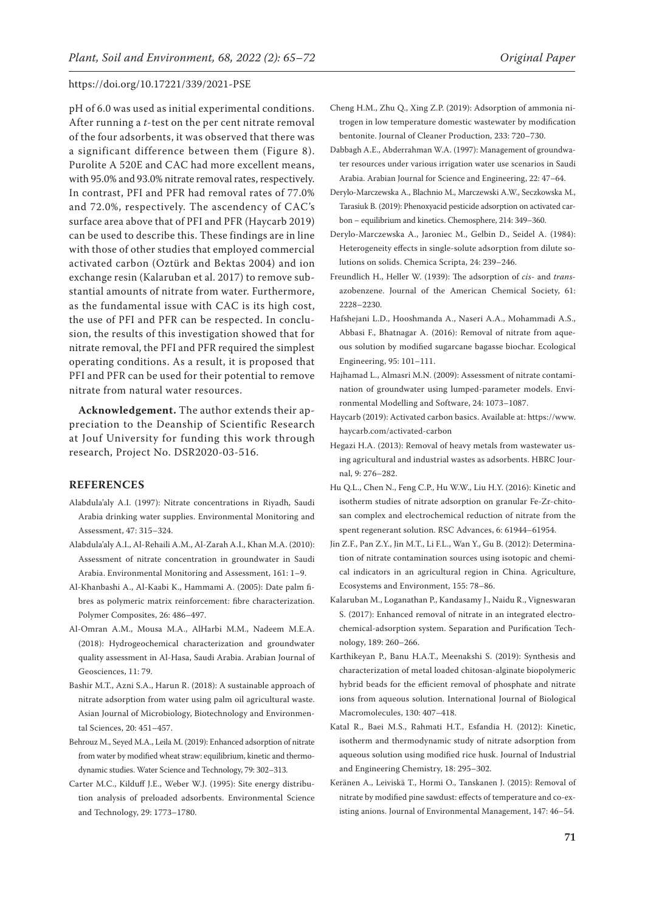pH of 6.0 was used as initial experimental conditions. After running a *t*-test on the per cent nitrate removal of the four adsorbents, it was observed that there was a significant difference between them (Figure 8). Purolite A 520E and CAC had more excellent means, with 95.0% and 93.0% nitrate removal rates, respectively. In contrast, PFI and PFR had removal rates of 77.0% and 72.0%, respectively. The ascendency of CAC's surface area above that of PFI and PFR (Haycarb 2019) can be used to describe this. These findings are in line with those of other studies that employed commercial activated carbon (Oztürk and Bektas 2004) and ion exchange resin (Kalaruban et al. 2017) to remove substantial amounts of nitrate from water. Furthermore, as the fundamental issue with CAC is its high cost, the use of PFI and PFR can be respected. In conclusion, the results of this investigation showed that for nitrate removal, the PFI and PFR required the simplest operating conditions. As a result, it is proposed that PFI and PFR can be used for their potential to remove nitrate from natural water resources.

**Acknowledgement.** The author extends their appreciation to the Deanship of Scientific Research at Jouf University for funding this work through research, Project No. DSR2020-03-516.

## REFERENCES

Alabdula'aly A.I. (1997): Nitrate concentrations in Riyadh, Saudi Arabia drinking water supplies. Environmental Monitoring and Assessment, 47: 315–324.

Alabdula'aly A.I., Al-Rehaili A.M., Al-Zarah A.I., Khan M.A. (2010): Assessment of nitrate concentration in groundwater in Saudi Arabia. Environmental Monitoring and Assessment, 161: 1–9.

Al-Khanbashi A., Al-Kaabi K., Hammami A. (2005): Date palm fibres as polymeric matrix reinforcement: fibre characterization. Polymer Composites, 26: 486–497.

Al-Omran A.M., Mousa M.A., AlHarbi M.M., Nadeem M.E.A. (2018): Hydrogeochemical characterization and groundwater quality assessment in Al-Hasa, Saudi Arabia. Arabian Journal of Geosciences, 11: 79.

Bashir M.T., Azni S.A., Harun R. (2018): A sustainable approach of nitrate adsorption from water using palm oil agricultural waste. Asian Journal of Microbiology, Biotechnology and Environmental Sciences, 20: 451–457.

Behrouz M., Seyed M.A., Leila M. (2019): Enhanced adsorption of nitrate from water by modified wheat straw: equilibrium, kinetic and thermodynamic studies. Water Science and Technology, 79: 302–313.

Carter M.C., Kilduff J.E., Weber W.J. (1995): Site energy distribution analysis of preloaded adsorbents. Environmental Science and Technology, 29: 1773–1780.

Cheng H.M., Zhu Q., Xing Z.P. (2019): Adsorption of ammonia nitrogen in low temperature domestic wastewater by modification bentonite. Journal of Cleaner Production, 233: 720–730.

Dabbagh A.E., Abderrahman W.A. (1997): Management of groundwater resources under various irrigation water use scenarios in Saudi Arabia. Arabian Journal for Science and Engineering, 22: 47–64.

Derylo-Marczewska A., Blachnio M., Marczewski A.W., Seczkowska M., Tarasiuk B. (2019): Phenoxyacid pesticide adsorption on activated carbon – equilibrium and kinetics. Chemosphere, 214: 349–360.

Derylo-Marczewska A., Jaroniec M., Gelbin D., Seidel A. (1984): Heterogeneity effects in single-solute adsorption from dilute solutions on solids. Chemica Scripta, 24: 239–246.

Freundlich H., Heller W. (1939): The adsorption of *cis*- and *trans*-azobenzene. Journal of the American Chemical Society, 61: 2228–2230.

Hafshejani L.D., Hooshmanda A., Naseri A.A., Mohammadi A.S., Abbasi F., Bhatnagar A. (2016): Removal of nitrate from aqueous solution by modified sugarcane bagasse biochar. Ecological Engineering, 95: 101–111.

Hajhamad L., Almasri M.N. (2009): Assessment of nitrate contamination of groundwater using lumped-parameter models. Environmental Modelling and Software, 24: 1073–1087.

Haycarb (2019): Activated carbon basics. Available at: https://www.haycarb.com/activated-carbon

Hegazi H.A. (2013): Removal of heavy metals from wastewater using agricultural and industrial wastes as adsorbents. HBRC Journal, 9: 276–282.

Hu Q.L., Chen N., Feng C.P., Hu W.W., Liu H.Y. (2016): Kinetic and isotherm studies of nitrate adsorption on granular Fe-Zr-chitosan complex and electrochemical reduction of nitrate from the spent regenerant solution. RSC Advances, 6: 61944–61954.

Jin Z.F., Pan Z.Y., Jin M.T., Li F.L., Wan Y., Gu B. (2012): Determination of nitrate contamination sources using isotopic and chemical indicators in an agricultural region in China. Agriculture, Ecosystems and Environment, 155: 78–86.

Kalaruban M., Loganathan P., Kandasamy J., Naidu R., Vigneswaran S. (2017): Enhanced removal of nitrate in an integrated electrochemical-adsorption system. Separation and Purification Technology, 189: 260–266.

Karthikeyan P., Banu H.A.T., Meenakshi S. (2019): Synthesis and characterization of metal loaded chitosan-alginate biopolymeric hybrid beads for the efficient removal of phosphate and nitrate ions from aqueous solution. International Journal of Biological Macromolecules, 130: 407–418.

Katal R., Baei M.S., Rahmati H.T., Esfandia H. (2012): Kinetic, isotherm and thermodynamic study of nitrate adsorption from aqueous solution using modified rice husk. Journal of Industrial and Engineering Chemistry, 18: 295–302.

Keränen A., Leiviskä T., Hormi O., Tanskanen J. (2015): Removal of nitrate by modified pine sawdust: effects of temperature and co-existing anions. Journal of Environmental Management, 147: 46–54.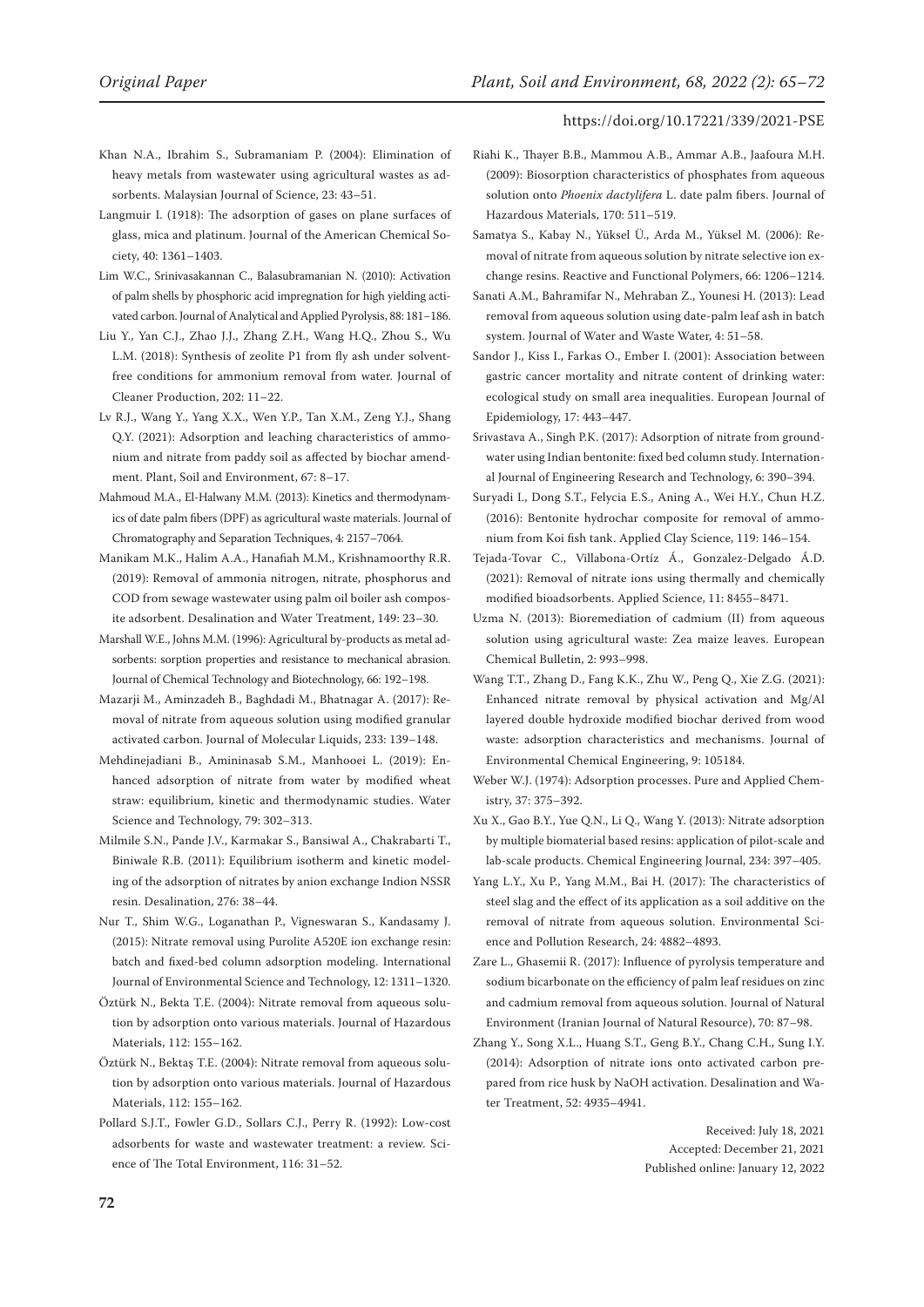Khan N.A., Ibrahim S., Subramaniam P. (2004): Elimination of heavy metals from wastewater using agricultural wastes as adsorbents. Malaysian Journal of Science, 23: 43–51.

Langmuir I. (1918): The adsorption of gases on plane surfaces of glass, mica and platinum. Journal of the American Chemical Society, 40: 1361–1403.

Lim W.C., Srinivasakannan C., Balasubramanian N. (2010): Activation of palm shells by phosphoric acid impregnation for high yielding activated carbon. Journal of Analytical and Applied Pyrolysis, 88: 181–186.

Liu Y., Yan C.J., Zhao J.J., Zhang Z.H., Wang H.Q., Zhou S., Wu L.M. (2018): Synthesis of zeolite P1 from fly ash under solvent-free conditions for ammonium removal from water. Journal of Cleaner Production, 202: 11–22.

Lv R.J., Wang Y., Yang X.X., Wen Y.P., Tan X.M., Zeng Y.J., Shang Q.Y. (2021): Adsorption and leaching characteristics of ammonium and nitrate from paddy soil as affected by biochar amendment. Plant, Soil and Environment, 67: 8–17.

Mahmoud M.A., El-Halwany M.M. (2013): Kinetics and thermodynamics of date palm fibers (DPF) as agricultural waste materials. Journal of Chromatography and Separation Techniques, 4: 2157–7064.

Manikam M.K., Halim A.A., Hanafiah M.M., Krishnamoorthy R.R. (2019): Removal of ammonia nitrogen, nitrate, phosphorus and COD from sewage wastewater using palm oil boiler ash composite adsorbent. Desalination and Water Treatment, 149: 23–30.

Marshall W.E., Johns M.M. (1996): Agricultural by-products as metal adsorbents: sorption properties and resistance to mechanical abrasion. Journal of Chemical Technology and Biotechnology, 66: 192–198.

Mazarji M., Aminzadeh B., Baghdadi M., Bhatnagar A. (2017): Removal of nitrate from aqueous solution using modified granular activated carbon. Journal of Molecular Liquids, 233: 139–148.

Mehdinejadiani B., Amininasab S.M., Manhooei L. (2019): Enhanced adsorption of nitrate from water by modified wheat straw: equilibrium, kinetic and thermodynamic studies. Water Science and Technology, 79: 302–313.

Milmile S.N., Pande J.V., Karmakar S., Bansiwal A., Chakrabarti T., Biniwale R.B. (2011): Equilibrium isotherm and kinetic modeling of the adsorption of nitrates by anion exchange Indion NSSR resin. Desalination, 276: 38–44.

Nur T., Shim W.G., Loganathan P., Vigneswaran S., Kandasamy J. (2015): Nitrate removal using Purolite A520E ion exchange resin: batch and fixed-bed column adsorption modeling. International Journal of Environmental Science and Technology, 12: 1311–1320.

Öztürk N., Bekta T.E. (2004): Nitrate removal from aqueous solution by adsorption onto various materials. Journal of Hazardous Materials, 112: 155–162.

Öztürk N., Bektaş T.E. (2004): Nitrate removal from aqueous solution by adsorption onto various materials. Journal of Hazardous Materials, 112: 155–162.

Pollard S.J.T., Fowler G.D., Sollars C.J., Perry R. (1992): Low-cost adsorbents for waste and wastewater treatment: a review. Science of The Total Environment, 116: 31–52.

Riahi K., Thayer B.B., Mammou A.B., Ammar A.B., Jaafoura M.H. (2009): Biosorption characteristics of phosphates from aqueous solution onto *Phoenix dactylifera* L. date palm fibers. Journal of Hazardous Materials, 170: 511–519.

Samatya S., Kabay N., Yüksel Ü., Arda M., Yüksel M. (2006): Removal of nitrate from aqueous solution by nitrate selective ion exchange resins. Reactive and Functional Polymers, 66: 1206–1214.

Sanati A.M., Bahramifar N., Mehraban Z., Younesi H. (2013): Lead removal from aqueous solution using date-palm leaf ash in batch system. Journal of Water and Waste Water, 4: 51–58.

Sandor J., Kiss I., Farkas O., Ember I. (2001): Association between gastric cancer mortality and nitrate content of drinking water: ecological study on small area inequalities. European Journal of Epidemiology, 17: 443–447.

Srivastava A., Singh P.K. (2017): Adsorption of nitrate from groundwater using Indian bentonite: fixed bed column study. International Journal of Engineering Research and Technology, 6: 390–394.

Suryadi I., Dong S.T., Felycia E.S., Aning A., Wei H.Y., Chun H.Z. (2016): Bentonite hydrochar composite for removal of ammonium from Koi fish tank. Applied Clay Science, 119: 146–154.

Tejada-Tovar C., Villabona-Ortíz Á., Gonzalez-Delgado Á.D. (2021): Removal of nitrate ions using thermally and chemically modified bioadsorbents. Applied Science, 11: 8455–8471.

Uzma N. (2013): Bioremediation of cadmium (II) from aqueous solution using agricultural waste: Zea maize leaves. European Chemical Bulletin, 2: 993–998.

Wang T.T., Zhang D., Fang K.K., Zhu W., Peng Q., Xie Z.G. (2021): Enhanced nitrate removal by physical activation and Mg/Al layered double hydroxide modified biochar derived from wood waste: adsorption characteristics and mechanisms. Journal of Environmental Chemical Engineering, 9: 105184.

Weber W.J. (1974): Adsorption processes. Pure and Applied Chemistry, 37: 375–392.

Xu X., Gao B.Y., Yue Q.N., Li Q., Wang Y. (2013): Nitrate adsorption by multiple biomaterial based resins: application of pilot-scale and lab-scale products. Chemical Engineering Journal, 234: 397–405.

Yang L.Y., Xu P., Yang M.M., Bai H. (2017): The characteristics of steel slag and the effect of its application as a soil additive on the removal of nitrate from aqueous solution. Environmental Science and Pollution Research, 24: 4882–4893.

Zare L., Ghasemii R. (2017): Influence of pyrolysis temperature and sodium bicarbonate on the efficiency of palm leaf residues on zinc and cadmium removal from aqueous solution. Journal of Natural Environment (Iranian Journal of Natural Resource), 70: 87–98.

Zhang Y., Song X.L., Huang S.T., Geng B.Y., Chang C.H., Sung I.Y. (2014): Adsorption of nitrate ions onto activated carbon prepared from rice husk by NaOH activation. Desalination and Water Treatment, 52: 4935–4941.

Received: July 18, 2021
Accepted: December 21, 2021
Published online: January 12, 2022